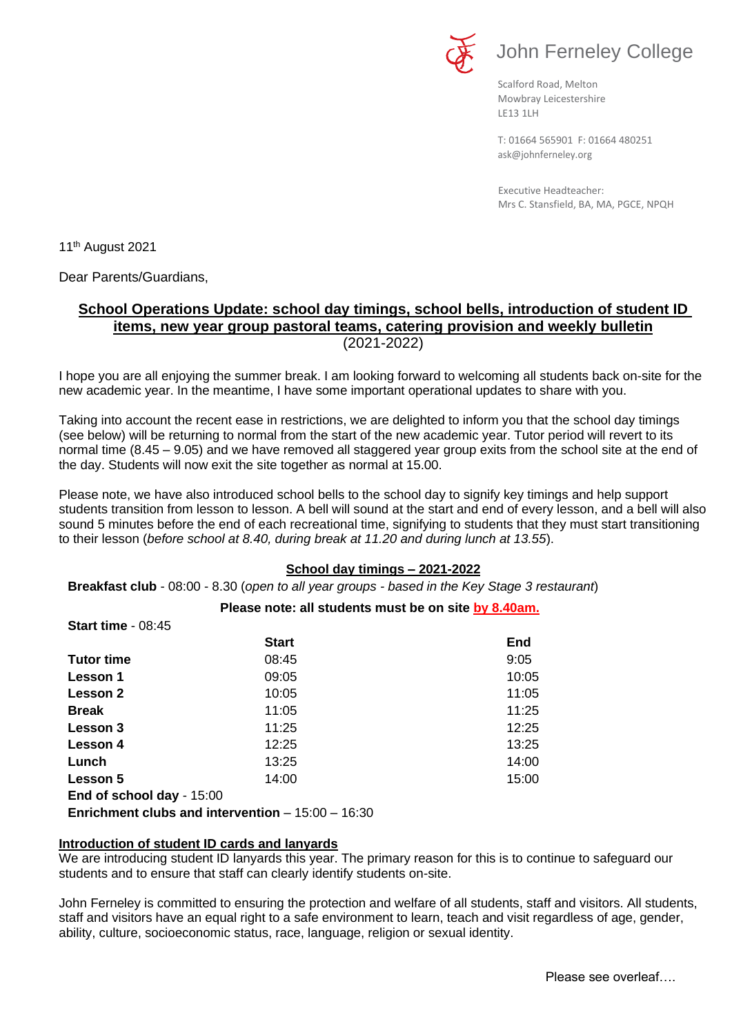John Ferneley College

Scalford Road, Melton
Mowbray Leicestershire
LE13 1LH

T: 01664 565901 F: 01664 480251
ask@johnferneley.org

Executive Headteacher:
Mrs C. Stansfield, BA, MA, PGCE, NPQH

11th August 2021

Dear Parents/Guardians,

## School Operations Update: school day timings, school bells, introduction of student ID items, new year group pastoral teams, catering provision and weekly bulletin
(2021-2022)

I hope you are all enjoying the summer break. I am looking forward to welcoming all students back on-site for the new academic year. In the meantime, I have some important operational updates to share with you.

Taking into account the recent ease in restrictions, we are delighted to inform you that the school day timings (see below) will be returning to normal from the start of the new academic year. Tutor period will revert to its normal time (8.45 – 9.05) and we have removed all staggered year group exits from the school site at the end of the day. Students will now exit the site together as normal at 15.00.

Please note, we have also introduced school bells to the school day to signify key timings and help support students transition from lesson to lesson. A bell will sound at the start and end of every lesson, and a bell will also sound 5 minutes before the end of each recreational time, signifying to students that they must start transitioning to their lesson (*before school at 8.40, during break at 11.20 and during lunch at 13.55*).

### School day timings – 2021-2022

**Breakfast club** - 08:00 - 8.30 (*open to all year groups - based in the Key Stage 3 restaurant*)

**Please note: all students must be on site by 8.40am.**

**Start time** - 08:45

| | Start | End |
|---|---|---|
| **Tutor time** | 08:45 | 9:05 |
| **Lesson 1** | 09:05 | 10:05 |
| **Lesson 2** | 10:05 | 11:05 |
| **Break** | 11:05 | 11:25 |
| **Lesson 3** | 11:25 | 12:25 |
| **Lesson 4** | 12:25 | 13:25 |
| **Lunch** | 13:25 | 14:00 |
| **Lesson 5** | 14:00 | 15:00 |

**End of school day** - 15:00

**Enrichment clubs and intervention** – 15:00 – 16:30

### Introduction of student ID cards and lanyards

We are introducing student ID lanyards this year. The primary reason for this is to continue to safeguard our students and to ensure that staff can clearly identify students on-site.

John Ferneley is committed to ensuring the protection and welfare of all students, staff and visitors. All students, staff and visitors have an equal right to a safe environment to learn, teach and visit regardless of age, gender, ability, culture, socioeconomic status, race, language, religion or sexual identity.

Please see overleaf….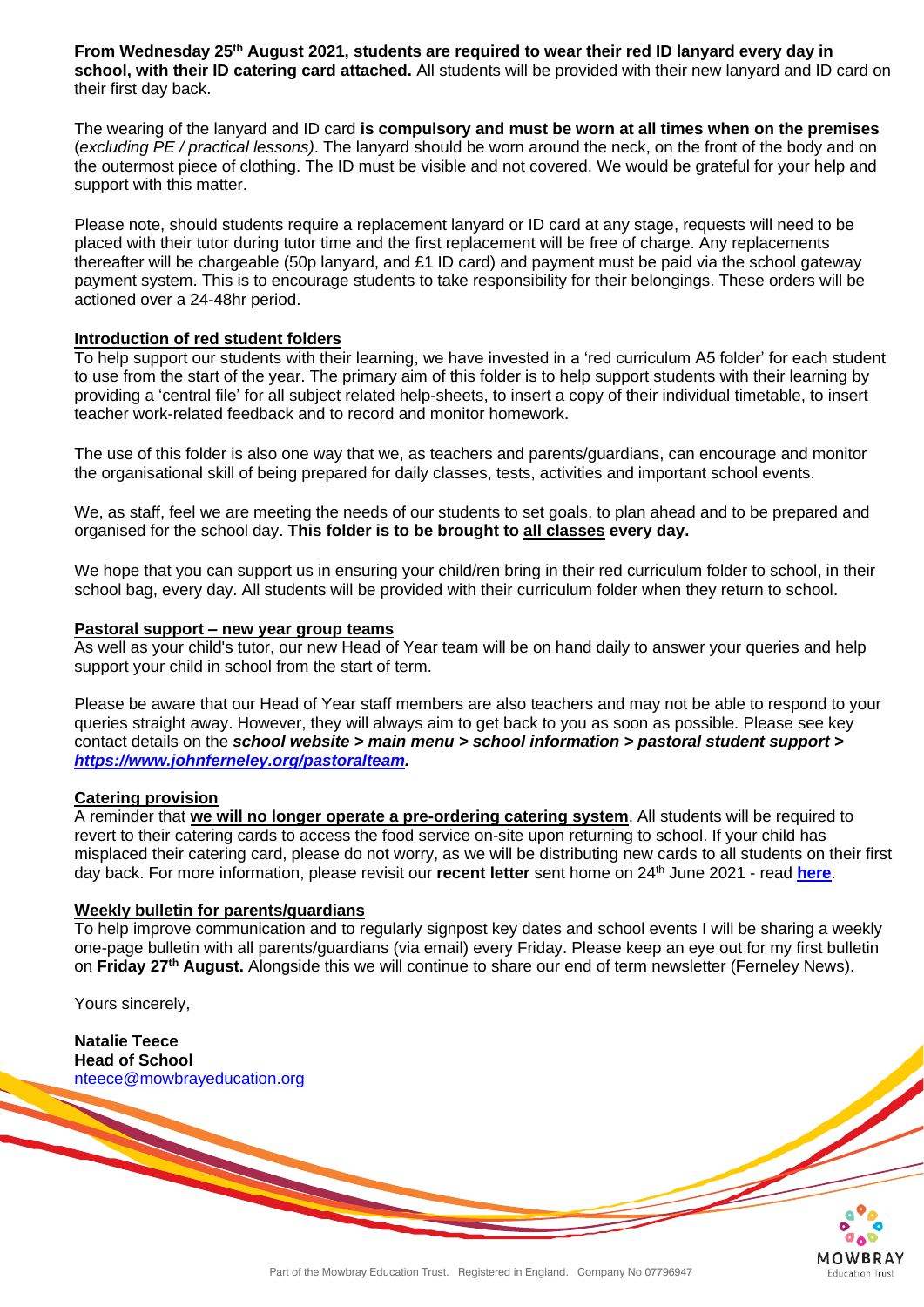**From Wednesday 25th August 2021, students are required to wear their red ID lanyard every day in school, with their ID catering card attached.** All students will be provided with their new lanyard and ID card on their first day back.

The wearing of the lanyard and ID card **is compulsory and must be worn at all times when on the premises** (*excluding PE / practical lessons)*. The lanyard should be worn around the neck, on the front of the body and on the outermost piece of clothing. The ID must be visible and not covered. We would be grateful for your help and support with this matter.

Please note, should students require a replacement lanyard or ID card at any stage, requests will need to be placed with their tutor during tutor time and the first replacement will be free of charge. Any replacements thereafter will be chargeable (50p lanyard, and £1 ID card) and payment must be paid via the school gateway payment system. This is to encourage students to take responsibility for their belongings. These orders will be actioned over a 24-48hr period.

**Introduction of red student folders**

To help support our students with their learning, we have invested in a 'red curriculum A5 folder' for each student to use from the start of the year. The primary aim of this folder is to help support students with their learning by providing a 'central file' for all subject related help-sheets, to insert a copy of their individual timetable, to insert teacher work-related feedback and to record and monitor homework.

The use of this folder is also one way that we, as teachers and parents/guardians, can encourage and monitor the organisational skill of being prepared for daily classes, tests, activities and important school events.

We, as staff, feel we are meeting the needs of our students to set goals, to plan ahead and to be prepared and organised for the school day. **This folder is to be brought to all classes every day.**

We hope that you can support us in ensuring your child/ren bring in their red curriculum folder to school, in their school bag, every day. All students will be provided with their curriculum folder when they return to school.

**Pastoral support – new year group teams**

As well as your child's tutor, our new Head of Year team will be on hand daily to answer your queries and help support your child in school from the start of term.

Please be aware that our Head of Year staff members are also teachers and may not be able to respond to your queries straight away. However, they will always aim to get back to you as soon as possible. Please see key contact details on the ***school website > main menu > school information > pastoral student support > https://www.johnferneley.org/pastoralteam.***

**Catering provision**

A reminder that **we will no longer operate a pre-ordering catering system**. All students will be required to revert to their catering cards to access the food service on-site upon returning to school. If your child has misplaced their catering card, please do not worry, as we will be distributing new cards to all students on their first day back. For more information, please revisit our **recent letter** sent home on 24th June 2021 - read **here**.

**Weekly bulletin for parents/guardians**

To help improve communication and to regularly signpost key dates and school events I will be sharing a weekly one-page bulletin with all parents/guardians (via email) every Friday. Please keep an eye out for my first bulletin on **Friday 27th August.** Alongside this we will continue to share our end of term newsletter (Ferneley News).

Yours sincerely,

**Natalie Teece**
**Head of School**
nteece@mowbrayeducation.org

Part of the Mowbray Education Trust. Registered in England. Company No 07796947

MOWBRAY Education Trust